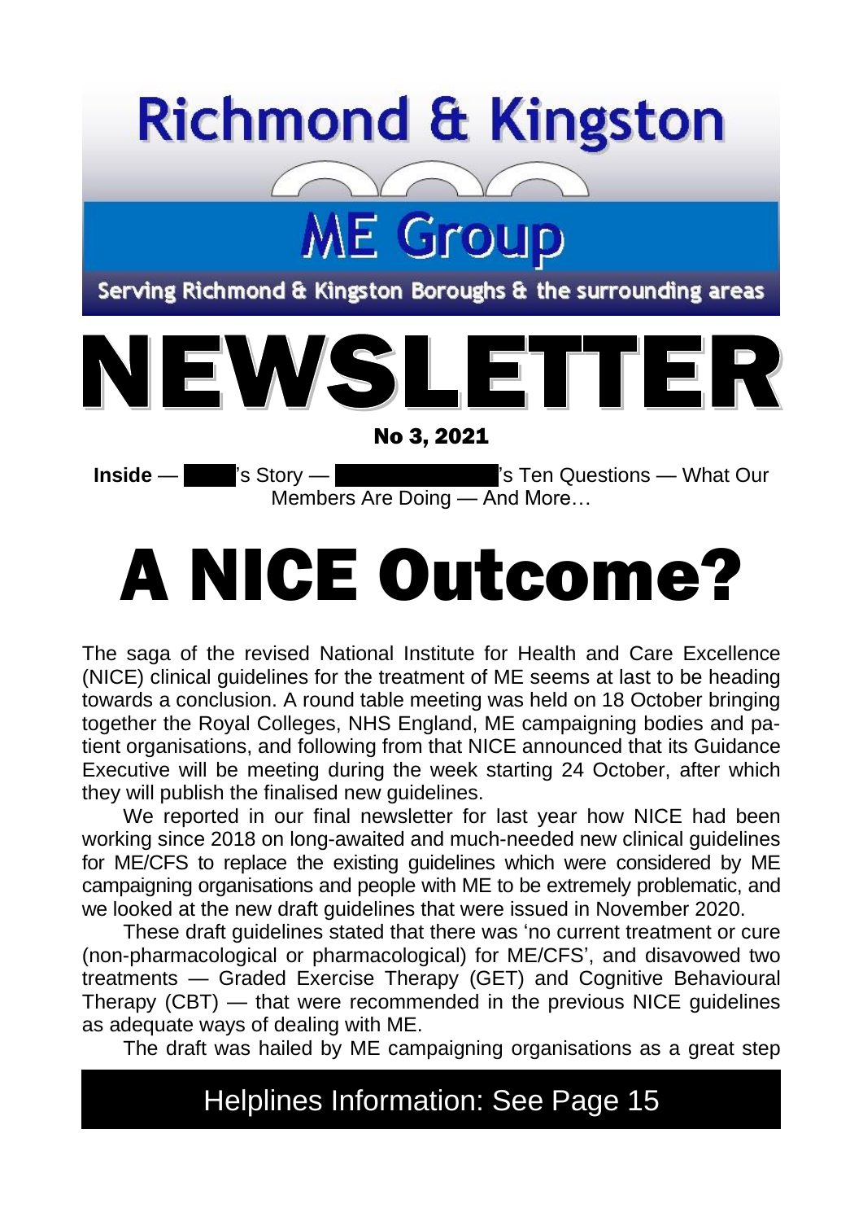# Richmond & Kingston ME Group

Serving Richmond & Kingston Boroughs & the surrounding areas

# NEWSLETTER

**No 3, 2021**

**Inside** — ’s Story — ’s Ten Questions — What Our Members Are Doing — And More…

# A NICE Outcome?

The saga of the revised National Institute for Health and Care Excellence (NICE) clinical guidelines for the treatment of ME seems at last to be heading towards a conclusion. A round table meeting was held on 18 October bringing together the Royal Colleges, NHS England, ME campaigning bodies and patient organisations, and following from that NICE announced that its Guidance Executive will be meeting during the week starting 24 October, after which they will publish the finalised new guidelines.

We reported in our final newsletter for last year how NICE had been working since 2018 on long-awaited and much-needed new clinical guidelines for ME/CFS to replace the existing guidelines which were considered by ME campaigning organisations and people with ME to be extremely problematic, and we looked at the new draft guidelines that were issued in November 2020.

These draft guidelines stated that there was ‘no current treatment or cure (non-pharmacological or pharmacological) for ME/CFS’, and disavowed two treatments — Graded Exercise Therapy (GET) and Cognitive Behavioural Therapy (CBT) — that were recommended in the previous NICE guidelines as adequate ways of dealing with ME.

The draft was hailed by ME campaigning organisations as a great step

Helplines Information: See Page 15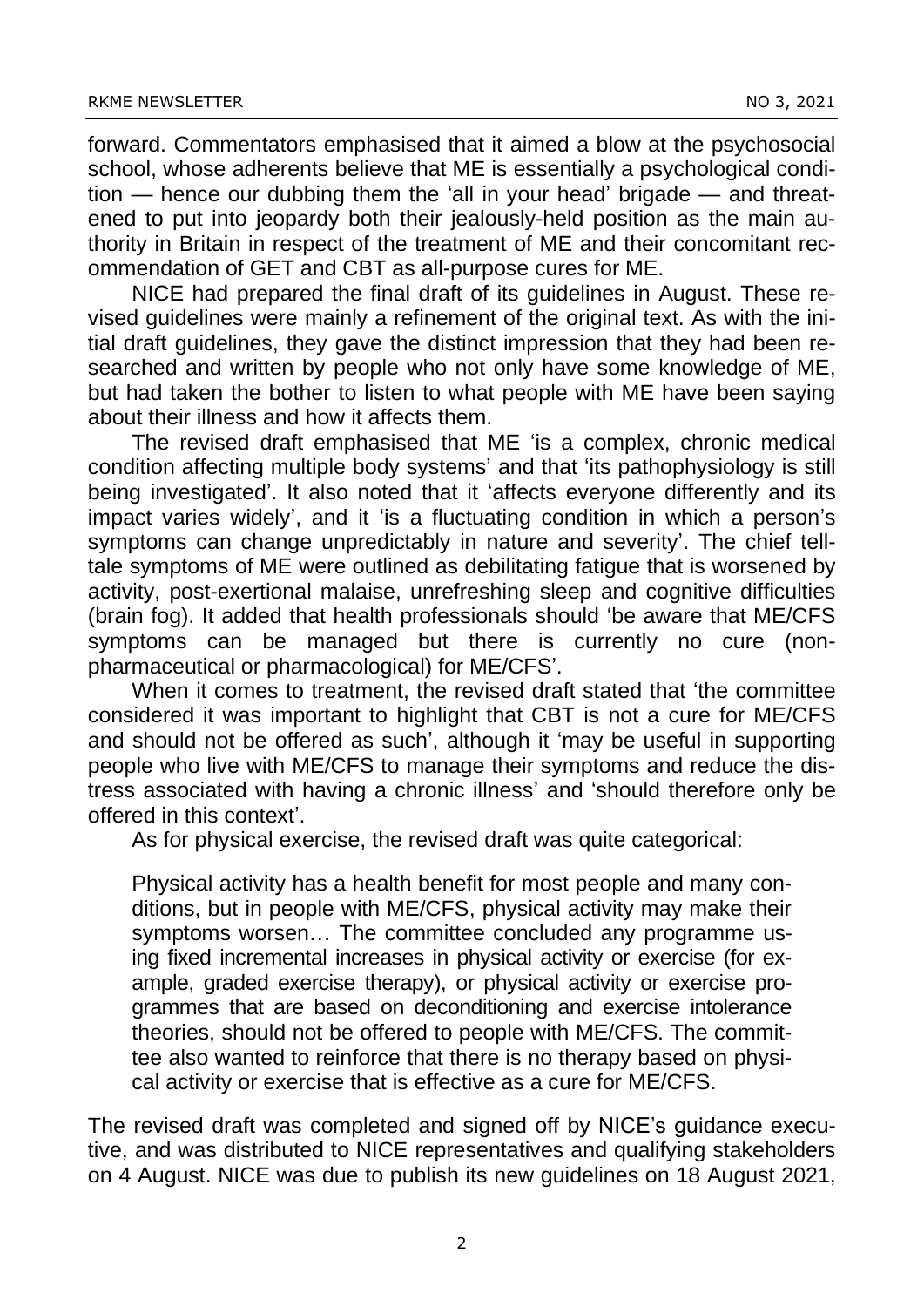forward. Commentators emphasised that it aimed a blow at the psychosocial school, whose adherents believe that ME is essentially a psychological condition — hence our dubbing them the 'all in your head' brigade — and threatened to put into jeopardy both their jealously-held position as the main authority in Britain in respect of the treatment of ME and their concomitant recommendation of GET and CBT as all-purpose cures for ME.

NICE had prepared the final draft of its guidelines in August. These revised guidelines were mainly a refinement of the original text. As with the initial draft guidelines, they gave the distinct impression that they had been researched and written by people who not only have some knowledge of ME, but had taken the bother to listen to what people with ME have been saying about their illness and how it affects them.

The revised draft emphasised that ME 'is a complex, chronic medical condition affecting multiple body systems' and that 'its pathophysiology is still being investigated'. It also noted that it 'affects everyone differently and its impact varies widely', and it 'is a fluctuating condition in which a person's symptoms can change unpredictably in nature and severity'. The chief telltale symptoms of ME were outlined as debilitating fatigue that is worsened by activity, post-exertional malaise, unrefreshing sleep and cognitive difficulties (brain fog). It added that health professionals should 'be aware that ME/CFS symptoms can be managed but there is currently no cure (non-pharmaceutical or pharmacological) for ME/CFS'.

When it comes to treatment, the revised draft stated that 'the committee considered it was important to highlight that CBT is not a cure for ME/CFS and should not be offered as such', although it 'may be useful in supporting people who live with ME/CFS to manage their symptoms and reduce the distress associated with having a chronic illness' and 'should therefore only be offered in this context'.

As for physical exercise, the revised draft was quite categorical:

> Physical activity has a health benefit for most people and many conditions, but in people with ME/CFS, physical activity may make their symptoms worsen… The committee concluded any programme using fixed incremental increases in physical activity or exercise (for example, graded exercise therapy), or physical activity or exercise programmes that are based on deconditioning and exercise intolerance theories, should not be offered to people with ME/CFS. The committee also wanted to reinforce that there is no therapy based on physical activity or exercise that is effective as a cure for ME/CFS.

The revised draft was completed and signed off by NICE's guidance executive, and was distributed to NICE representatives and qualifying stakeholders on 4 August. NICE was due to publish its new guidelines on 18 August 2021,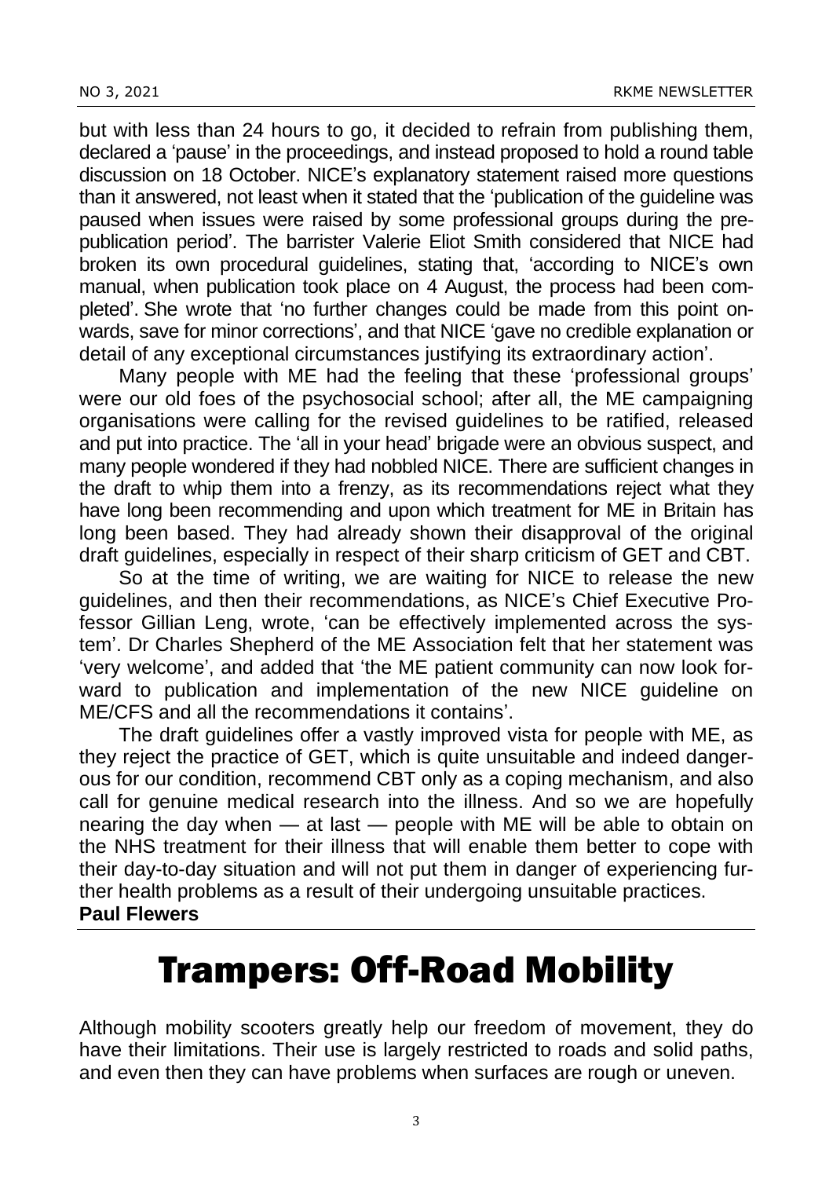but with less than 24 hours to go, it decided to refrain from publishing them, declared a 'pause' in the proceedings, and instead proposed to hold a round table discussion on 18 October. NICE's explanatory statement raised more questions than it answered, not least when it stated that the 'publication of the guideline was paused when issues were raised by some professional groups during the pre-publication period'. The barrister Valerie Eliot Smith considered that NICE had broken its own procedural guidelines, stating that, 'according to NICE's own manual, when publication took place on 4 August, the process had been completed'. She wrote that 'no further changes could be made from this point onwards, save for minor corrections', and that NICE 'gave no credible explanation or detail of any exceptional circumstances justifying its extraordinary action'.

Many people with ME had the feeling that these 'professional groups' were our old foes of the psychosocial school; after all, the ME campaigning organisations were calling for the revised guidelines to be ratified, released and put into practice. The 'all in your head' brigade were an obvious suspect, and many people wondered if they had nobbled NICE. There are sufficient changes in the draft to whip them into a frenzy, as its recommendations reject what they have long been recommending and upon which treatment for ME in Britain has long been based. They had already shown their disapproval of the original draft guidelines, especially in respect of their sharp criticism of GET and CBT.

So at the time of writing, we are waiting for NICE to release the new guidelines, and then their recommendations, as NICE's Chief Executive Professor Gillian Leng, wrote, 'can be effectively implemented across the system'. Dr Charles Shepherd of the ME Association felt that her statement was 'very welcome', and added that 'the ME patient community can now look forward to publication and implementation of the new NICE guideline on ME/CFS and all the recommendations it contains'.

The draft guidelines offer a vastly improved vista for people with ME, as they reject the practice of GET, which is quite unsuitable and indeed dangerous for our condition, recommend CBT only as a coping mechanism, and also call for genuine medical research into the illness. And so we are hopefully nearing the day when — at last — people with ME will be able to obtain on the NHS treatment for their illness that will enable them better to cope with their day-to-day situation and will not put them in danger of experiencing further health problems as a result of their undergoing unsuitable practices.

**Paul Flewers**

# Trampers: Off-Road Mobility

Although mobility scooters greatly help our freedom of movement, they do have their limitations. Their use is largely restricted to roads and solid paths, and even then they can have problems when surfaces are rough or uneven.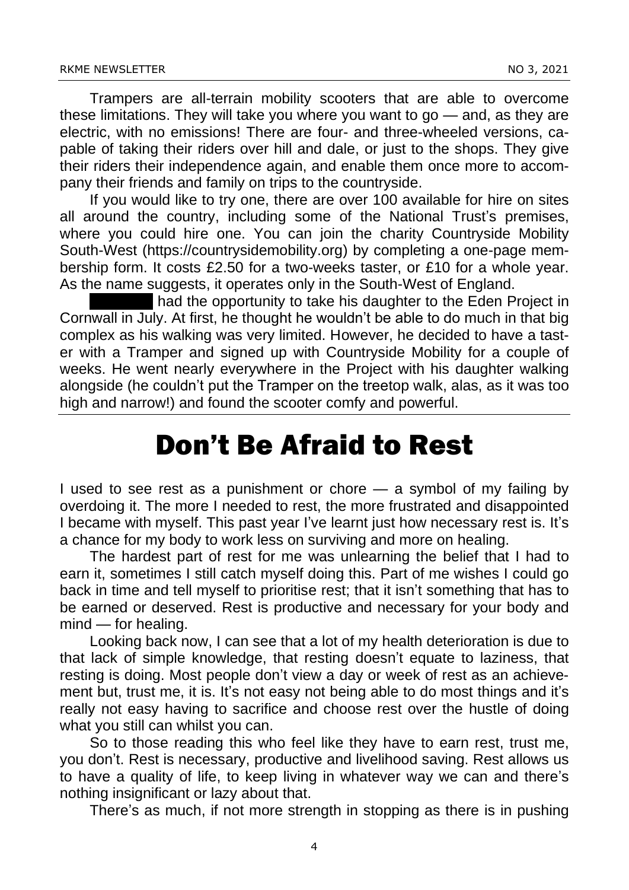Trampers are all-terrain mobility scooters that are able to overcome these limitations. They will take you where you want to go — and, as they are electric, with no emissions! There are four- and three-wheeled versions, capable of taking their riders over hill and dale, or just to the shops. They give their riders their independence again, and enable them once more to accompany their friends and family on trips to the countryside.

If you would like to try one, there are over 100 available for hire on sites all around the country, including some of the National Trust's premises, where you could hire one. You can join the charity Countryside Mobility South-West (https://countrysidemobility.org) by completing a one-page membership form. It costs £2.50 for a two-weeks taster, or £10 for a whole year. As the name suggests, it operates only in the South-West of England.

████ had the opportunity to take his daughter to the Eden Project in Cornwall in July. At first, he thought he wouldn't be able to do much in that big complex as his walking was very limited. However, he decided to have a taster with a Tramper and signed up with Countryside Mobility for a couple of weeks. He went nearly everywhere in the Project with his daughter walking alongside (he couldn't put the Tramper on the treetop walk, alas, as it was too high and narrow!) and found the scooter comfy and powerful.

# Don't Be Afraid to Rest

I used to see rest as a punishment or chore — a symbol of my failing by overdoing it. The more I needed to rest, the more frustrated and disappointed I became with myself. This past year I've learnt just how necessary rest is. It's a chance for my body to work less on surviving and more on healing.

The hardest part of rest for me was unlearning the belief that I had to earn it, sometimes I still catch myself doing this. Part of me wishes I could go back in time and tell myself to prioritise rest; that it isn't something that has to be earned or deserved. Rest is productive and necessary for your body and mind — for healing.

Looking back now, I can see that a lot of my health deterioration is due to that lack of simple knowledge, that resting doesn't equate to laziness, that resting is doing. Most people don't view a day or week of rest as an achievement but, trust me, it is. It's not easy not being able to do most things and it's really not easy having to sacrifice and choose rest over the hustle of doing what you still can whilst you can.

So to those reading this who feel like they have to earn rest, trust me, you don't. Rest is necessary, productive and livelihood saving. Rest allows us to have a quality of life, to keep living in whatever way we can and there's nothing insignificant or lazy about that.

There's as much, if not more strength in stopping as there is in pushing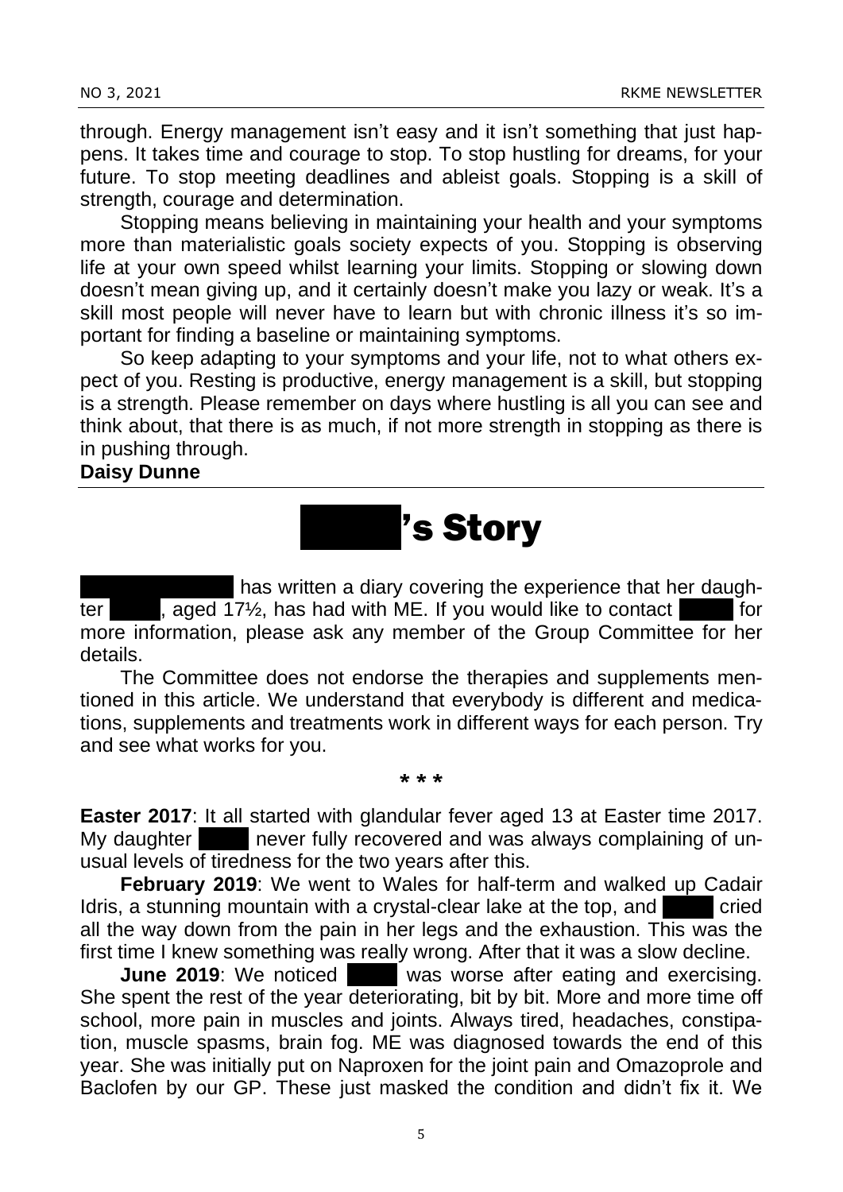through. Energy management isn't easy and it isn't something that just happens. It takes time and courage to stop. To stop hustling for dreams, for your future. To stop meeting deadlines and ableist goals. Stopping is a skill of strength, courage and determination.

Stopping means believing in maintaining your health and your symptoms more than materialistic goals society expects of you. Stopping is observing life at your own speed whilst learning your limits. Stopping or slowing down doesn't mean giving up, and it certainly doesn't make you lazy or weak. It's a skill most people will never have to learn but with chronic illness it's so important for finding a baseline or maintaining symptoms.

So keep adapting to your symptoms and your life, not to what others expect of you. Resting is productive, energy management is a skill, but stopping is a strength. Please remember on days where hustling is all you can see and think about, that there is as much, if not more strength in stopping as there is in pushing through.

**Daisy Dunne**

# ████'s Story

██████████ has written a diary covering the experience that her daughter ████, aged 17½, has had with ME. If you would like to contact ████ for more information, please ask any member of the Group Committee for her details.

The Committee does not endorse the therapies and supplements mentioned in this article. We understand that everybody is different and medications, supplements and treatments work in different ways for each person. Try and see what works for you.

* * *

**Easter 2017**: It all started with glandular fever aged 13 at Easter time 2017. My daughter ████ never fully recovered and was always complaining of unusual levels of tiredness for the two years after this.

**February 2019**: We went to Wales for half-term and walked up Cadair Idris, a stunning mountain with a crystal-clear lake at the top, and ████ cried all the way down from the pain in her legs and the exhaustion. This was the first time I knew something was really wrong. After that it was a slow decline.

**June 2019**: We noticed ████ was worse after eating and exercising. She spent the rest of the year deteriorating, bit by bit. More and more time off school, more pain in muscles and joints. Always tired, headaches, constipation, muscle spasms, brain fog. ME was diagnosed towards the end of this year. She was initially put on Naproxen for the joint pain and Omazoprole and Baclofen by our GP. These just masked the condition and didn't fix it. We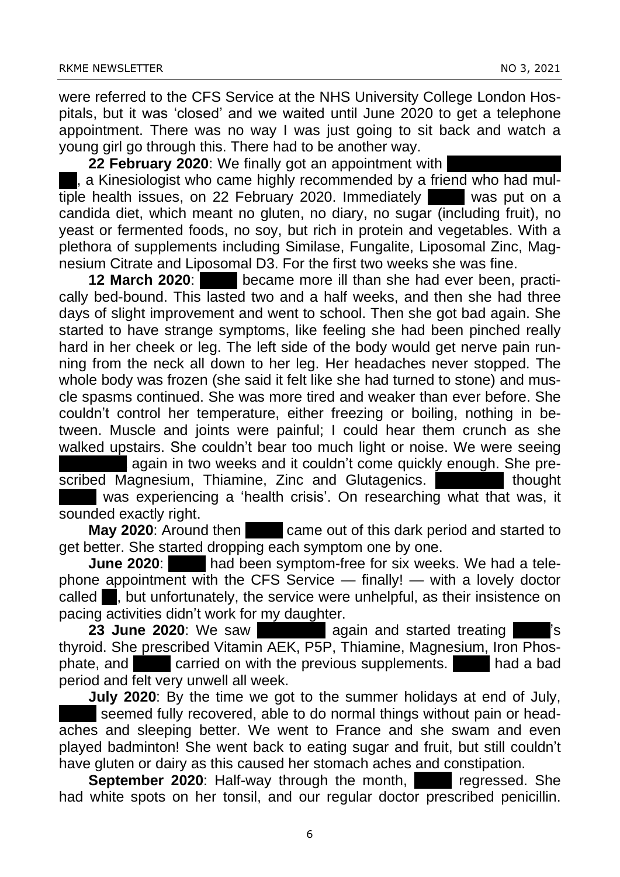were referred to the CFS Service at the NHS University College London Hospitals, but it was 'closed' and we waited until June 2020 to get a telephone appointment. There was no way I was just going to sit back and watch a young girl go through this. There had to be another way.

**22 February 2020**: We finally got an appointment with ████████████, a Kinesiologist who came highly recommended by a friend who had multiple health issues, on 22 February 2020. Immediately ████ was put on a candida diet, which meant no gluten, no diary, no sugar (including fruit), no yeast or fermented foods, no soy, but rich in protein and vegetables. With a plethora of supplements including Similase, Fungalite, Liposomal Zinc, Magnesium Citrate and Liposomal D3. For the first two weeks she was fine.

**12 March 2020**: ████ became more ill than she had ever been, practically bed-bound. This lasted two and a half weeks, and then she had three days of slight improvement and went to school. Then she got bad again. She started to have strange symptoms, like feeling she had been pinched really hard in her cheek or leg. The left side of the body would get nerve pain running from the neck all down to her leg. Her headaches never stopped. The whole body was frozen (she said it felt like she had turned to stone) and muscle spasms continued. She was more tired and weaker than ever before. She couldn't control her temperature, either freezing or boiling, nothing in between. Muscle and joints were painful; I could hear them crunch as she walked upstairs. She couldn't bear too much light or noise. We were seeing ████████ again in two weeks and it couldn't come quickly enough. She prescribed Magnesium, Thiamine, Zinc and Glutagenics. ████████ thought ████ was experiencing a 'health crisis'. On researching what that was, it sounded exactly right.

**May 2020**: Around then ████ came out of this dark period and started to get better. She started dropping each symptom one by one.

**June 2020**: ████ had been symptom-free for six weeks. We had a telephone appointment with the CFS Service — finally! — with a lovely doctor called ██, but unfortunately, the service were unhelpful, as their insistence on pacing activities didn't work for my daughter.

**23 June 2020**: We saw ████████ again and started treating ████'s thyroid. She prescribed Vitamin AEK, P5P, Thiamine, Magnesium, Iron Phosphate, and ████ carried on with the previous supplements. ████ had a bad period and felt very unwell all week.

**July 2020**: By the time we got to the summer holidays at end of July, ████ seemed fully recovered, able to do normal things without pain or headaches and sleeping better. We went to France and she swam and even played badminton! She went back to eating sugar and fruit, but still couldn't have gluten or dairy as this caused her stomach aches and constipation.

**September 2020**: Half-way through the month, ████ regressed. She had white spots on her tonsil, and our regular doctor prescribed penicillin.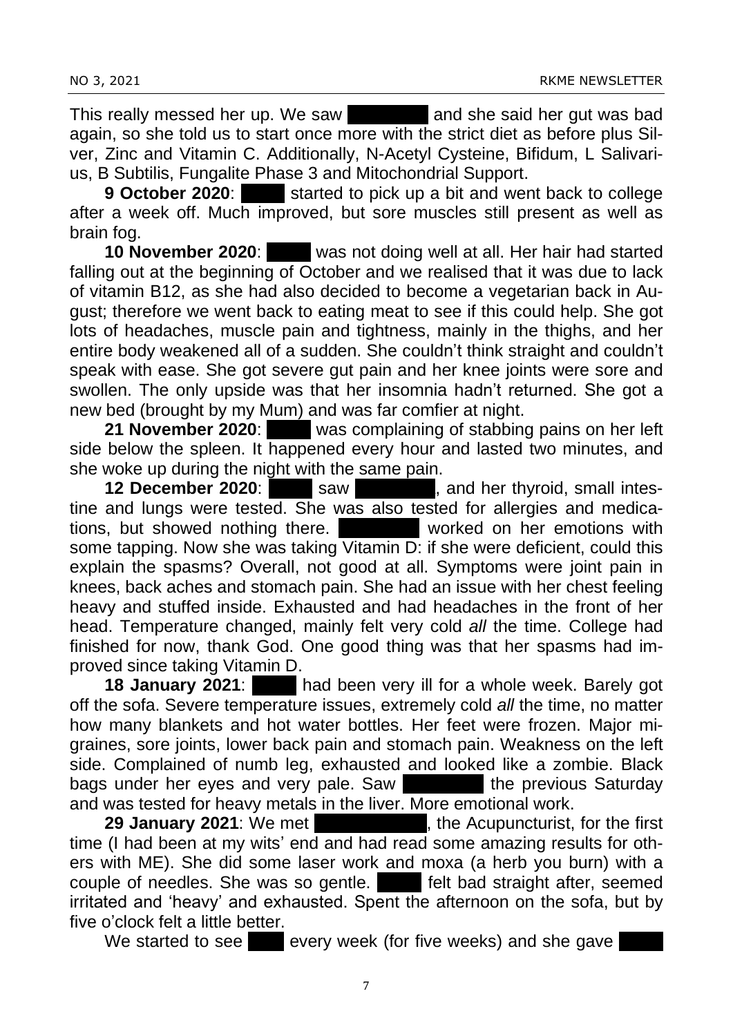This really messed her up. We saw ████████ and she said her gut was bad again, so she told us to start once more with the strict diet as before plus Silver, Zinc and Vitamin C. Additionally, N-Acetyl Cysteine, Bifidum, L Salivarius, B Subtilis, Fungalite Phase 3 and Mitochondrial Support.

**9 October 2020**: █████ started to pick up a bit and went back to college after a week off. Much improved, but sore muscles still present as well as brain fog.

**10 November 2020**: █████ was not doing well at all. Her hair had started falling out at the beginning of October and we realised that it was due to lack of vitamin B12, as she had also decided to become a vegetarian back in August; therefore we went back to eating meat to see if this could help. She got lots of headaches, muscle pain and tightness, mainly in the thighs, and her entire body weakened all of a sudden. She couldn't think straight and couldn't speak with ease. She got severe gut pain and her knee joints were sore and swollen. The only upside was that her insomnia hadn't returned. She got a new bed (brought by my Mum) and was far comfier at night.

**21 November 2020**: █████ was complaining of stabbing pains on her left side below the spleen. It happened every hour and lasted two minutes, and she woke up during the night with the same pain.

**12 December 2020**: █████ saw ████████, and her thyroid, small intestine and lungs were tested. She was also tested for allergies and medications, but showed nothing there. ████████ worked on her emotions with some tapping. Now she was taking Vitamin D: if she were deficient, could this explain the spasms? Overall, not good at all. Symptoms were joint pain in knees, back aches and stomach pain. She had an issue with her chest feeling heavy and stuffed inside. Exhausted and had headaches in the front of her head. Temperature changed, mainly felt very cold *all* the time. College had finished for now, thank God. One good thing was that her spasms had improved since taking Vitamin D.

**18 January 2021**: █████ had been very ill for a whole week. Barely got off the sofa. Severe temperature issues, extremely cold *all* the time, no matter how many blankets and hot water bottles. Her feet were frozen. Major migraines, sore joints, lower back pain and stomach pain. Weakness on the left side. Complained of numb leg, exhausted and looked like a zombie. Black bags under her eyes and very pale. Saw ████████ the previous Saturday and was tested for heavy metals in the liver. More emotional work.

**29 January 2021**: We met ████████████, the Acupuncturist, for the first time (I had been at my wits' end and had read some amazing results for others with ME). She did some laser work and moxa (a herb you burn) with a couple of needles. She was so gentle. █████ felt bad straight after, seemed irritated and 'heavy' and exhausted. Spent the afternoon on the sofa, but by five o'clock felt a little better.

We started to see ████ every week (for five weeks) and she gave █████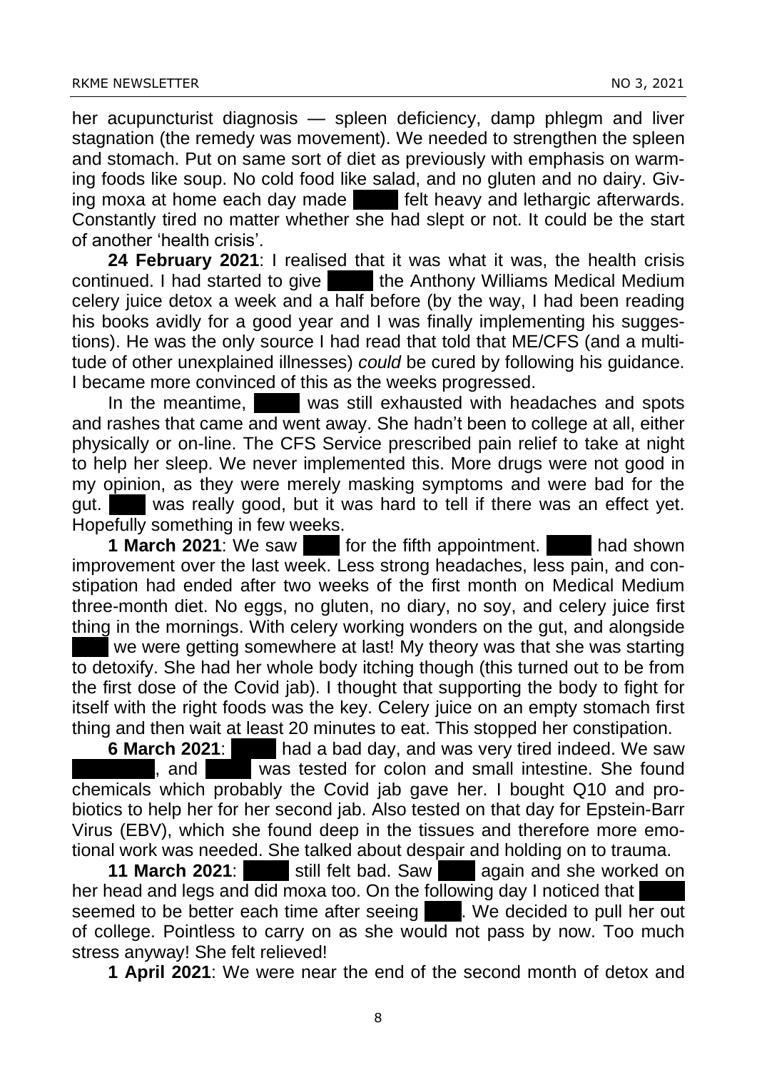her acupuncturist diagnosis — spleen deficiency, damp phlegm and liver stagnation (the remedy was movement). We needed to strengthen the spleen and stomach. Put on same sort of diet as previously with emphasis on warming foods like soup. No cold food like salad, and no gluten and no dairy. Giving moxa at home each day made ████ felt heavy and lethargic afterwards. Constantly tired no matter whether she had slept or not. It could be the start of another 'health crisis'.

**24 February 2021**: I realised that it was what it was, the health crisis continued. I had started to give ████ the Anthony Williams Medical Medium celery juice detox a week and a half before (by the way, I had been reading his books avidly for a good year and I was finally implementing his suggestions). He was the only source I had read that told that ME/CFS (and a multitude of other unexplained illnesses) *could* be cured by following his guidance. I became more convinced of this as the weeks progressed.

In the meantime, ████ was still exhausted with headaches and spots and rashes that came and went away. She hadn't been to college at all, either physically or on-line. The CFS Service prescribed pain relief to take at night to help her sleep. We never implemented this. More drugs were not good in my opinion, as they were merely masking symptoms and were bad for the gut. ████ was really good, but it was hard to tell if there was an effect yet. Hopefully something in few weeks.

**1 March 2021**: We saw ████ for the fifth appointment. ████ had shown improvement over the last week. Less strong headaches, less pain, and constipation had ended after two weeks of the first month on Medical Medium three-month diet. No eggs, no gluten, no diary, no soy, and celery juice first thing in the mornings. With celery working wonders on the gut, and alongside ████ we were getting somewhere at last! My theory was that she was starting to detoxify. She had her whole body itching though (this turned out to be from the first dose of the Covid jab). I thought that supporting the body to fight for itself with the right foods was the key. Celery juice on an empty stomach first thing and then wait at least 20 minutes to eat. This stopped her constipation.

**6 March 2021**: ████ had a bad day, and was very tired indeed. We saw ████████, and ████ was tested for colon and small intestine. She found chemicals which probably the Covid jab gave her. I bought Q10 and probiotics to help her for her second jab. Also tested on that day for Epstein-Barr Virus (EBV), which she found deep in the tissues and therefore more emotional work was needed. She talked about despair and holding on to trauma.

**11 March 2021**: ████ still felt bad. Saw ████ again and she worked on her head and legs and did moxa too. On the following day I noticed that ████ seemed to be better each time after seeing ████. We decided to pull her out of college. Pointless to carry on as she would not pass by now. Too much stress anyway! She felt relieved!

**1 April 2021**: We were near the end of the second month of detox and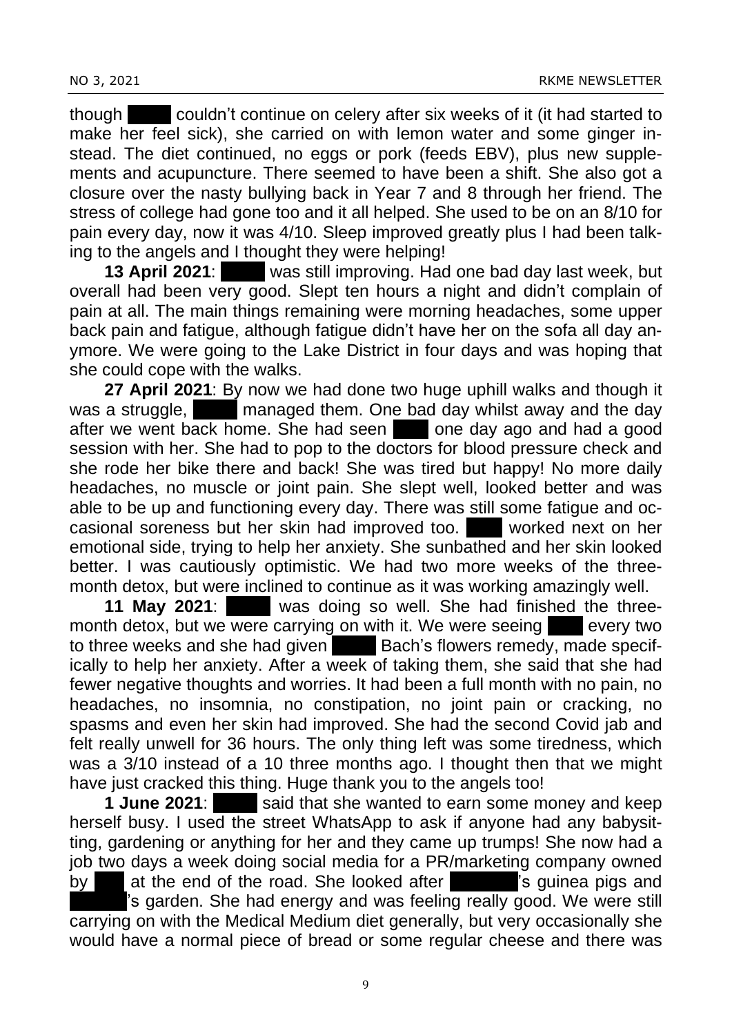though ████ couldn't continue on celery after six weeks of it (it had started to make her feel sick), she carried on with lemon water and some ginger instead. The diet continued, no eggs or pork (feeds EBV), plus new supplements and acupuncture. There seemed to have been a shift. She also got a closure over the nasty bullying back in Year 7 and 8 through her friend. The stress of college had gone too and it all helped. She used to be on an 8/10 for pain every day, now it was 4/10. Sleep improved greatly plus I had been talking to the angels and I thought they were helping!

**13 April 2021**: ████ was still improving. Had one bad day last week, but overall had been very good. Slept ten hours a night and didn't complain of pain at all. The main things remaining were morning headaches, some upper back pain and fatigue, although fatigue didn't have her on the sofa all day anymore. We were going to the Lake District in four days and was hoping that she could cope with the walks.

**27 April 2021**: By now we had done two huge uphill walks and though it was a struggle, ████ managed them. One bad day whilst away and the day after we went back home. She had seen ███ one day ago and had a good session with her. She had to pop to the doctors for blood pressure check and she rode her bike there and back! She was tired but happy! No more daily headaches, no muscle or joint pain. She slept well, looked better and was able to be up and functioning every day. There was still some fatigue and occasional soreness but her skin had improved too. ███ worked next on her emotional side, trying to help her anxiety. She sunbathed and her skin looked better. I was cautiously optimistic. We had two more weeks of the three-month detox, but were inclined to continue as it was working amazingly well.

**11 May 2021**: ████ was doing so well. She had finished the three-month detox, but we were carrying on with it. We were seeing ███ every two to three weeks and she had given ████ Bach's flowers remedy, made specifically to help her anxiety. After a week of taking them, she said that she had fewer negative thoughts and worries. It had been a full month with no pain, no headaches, no insomnia, no constipation, no joint pain or cracking, no spasms and even her skin had improved. She had the second Covid jab and felt really unwell for 36 hours. The only thing left was some tiredness, which was a 3/10 instead of a 10 three months ago. I thought then that we might have just cracked this thing. Huge thank you to the angels too!

**1 June 2021**: ████ said that she wanted to earn some money and keep herself busy. I used the street WhatsApp to ask if anyone had any babysitting, gardening or anything for her and they came up trumps! She now had a job two days a week doing social media for a PR/marketing company owned by ███ at the end of the road. She looked after █████'s guinea pigs and █████'s garden. She had energy and was feeling really good. We were still carrying on with the Medical Medium diet generally, but very occasionally she would have a normal piece of bread or some regular cheese and there was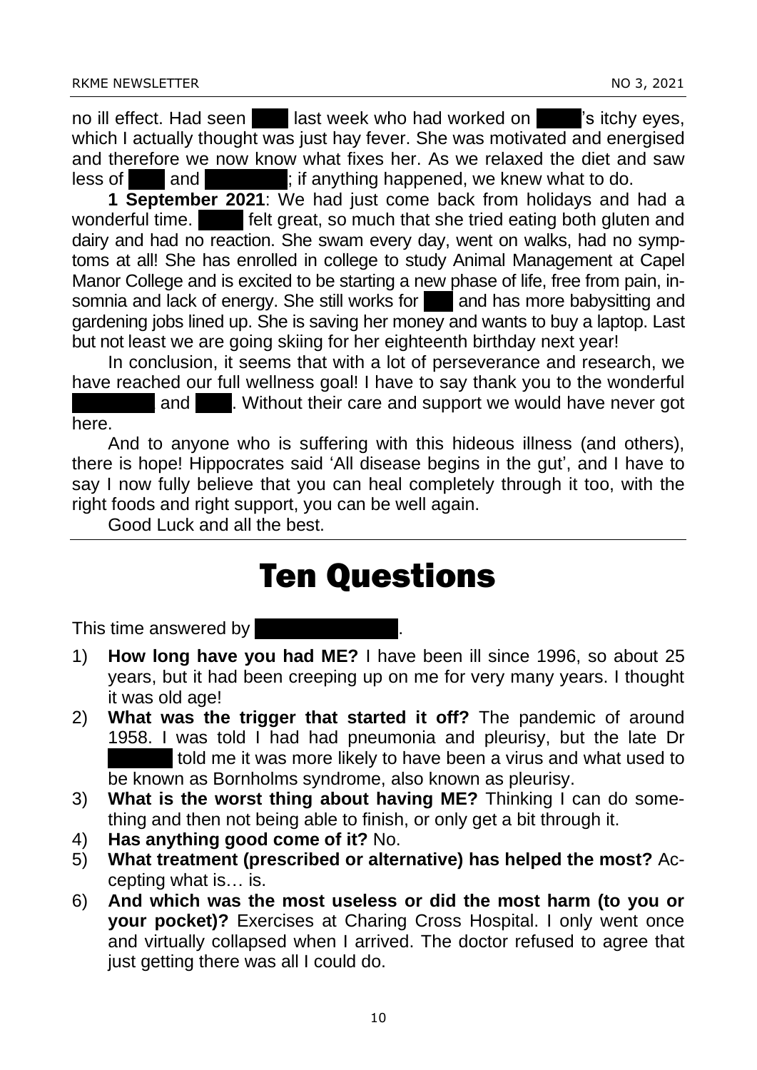no ill effect. Had seen ████ last week who had worked on █████'s itchy eyes, which I actually thought was just hay fever. She was motivated and energised and therefore we now know what fixes her. As we relaxed the diet and saw less of ████ and ████████; if anything happened, we knew what to do.

**1 September 2021**: We had just come back from holidays and had a wonderful time. █████ felt great, so much that she tried eating both gluten and dairy and had no reaction. She swam every day, went on walks, had no symptoms at all! She has enrolled in college to study Animal Management at Capel Manor College and is excited to be starting a new phase of life, free from pain, insomnia and lack of energy. She still works for ███ and has more babysitting and gardening jobs lined up. She is saving her money and wants to buy a laptop. Last but not least we are going skiing for her eighteenth birthday next year!

In conclusion, it seems that with a lot of perseverance and research, we have reached our full wellness goal! I have to say thank you to the wonderful ████████ and ████. Without their care and support we would have never got here.

And to anyone who is suffering with this hideous illness (and others), there is hope! Hippocrates said 'All disease begins in the gut', and I have to say I now fully believe that you can heal completely through it too, with the right foods and right support, you can be well again.

Good Luck and all the best.

# Ten Questions

This time answered by ██████████████.

1) **How long have you had ME?** I have been ill since 1996, so about 25 years, but it had been creeping up on me for very many years. I thought it was old age!
2) **What was the trigger that started it off?** The pandemic of around 1958. I was told I had had pneumonia and pleurisy, but the late Dr ███████ told me it was more likely to have been a virus and what used to be known as Bornholms syndrome, also known as pleurisy.
3) **What is the worst thing about having ME?** Thinking I can do something and then not being able to finish, or only get a bit through it.
4) **Has anything good come of it?** No.
5) **What treatment (prescribed or alternative) has helped the most?** Accepting what is… is.
6) **And which was the most useless or did the most harm (to you or your pocket)?** Exercises at Charing Cross Hospital. I only went once and virtually collapsed when I arrived. The doctor refused to agree that just getting there was all I could do.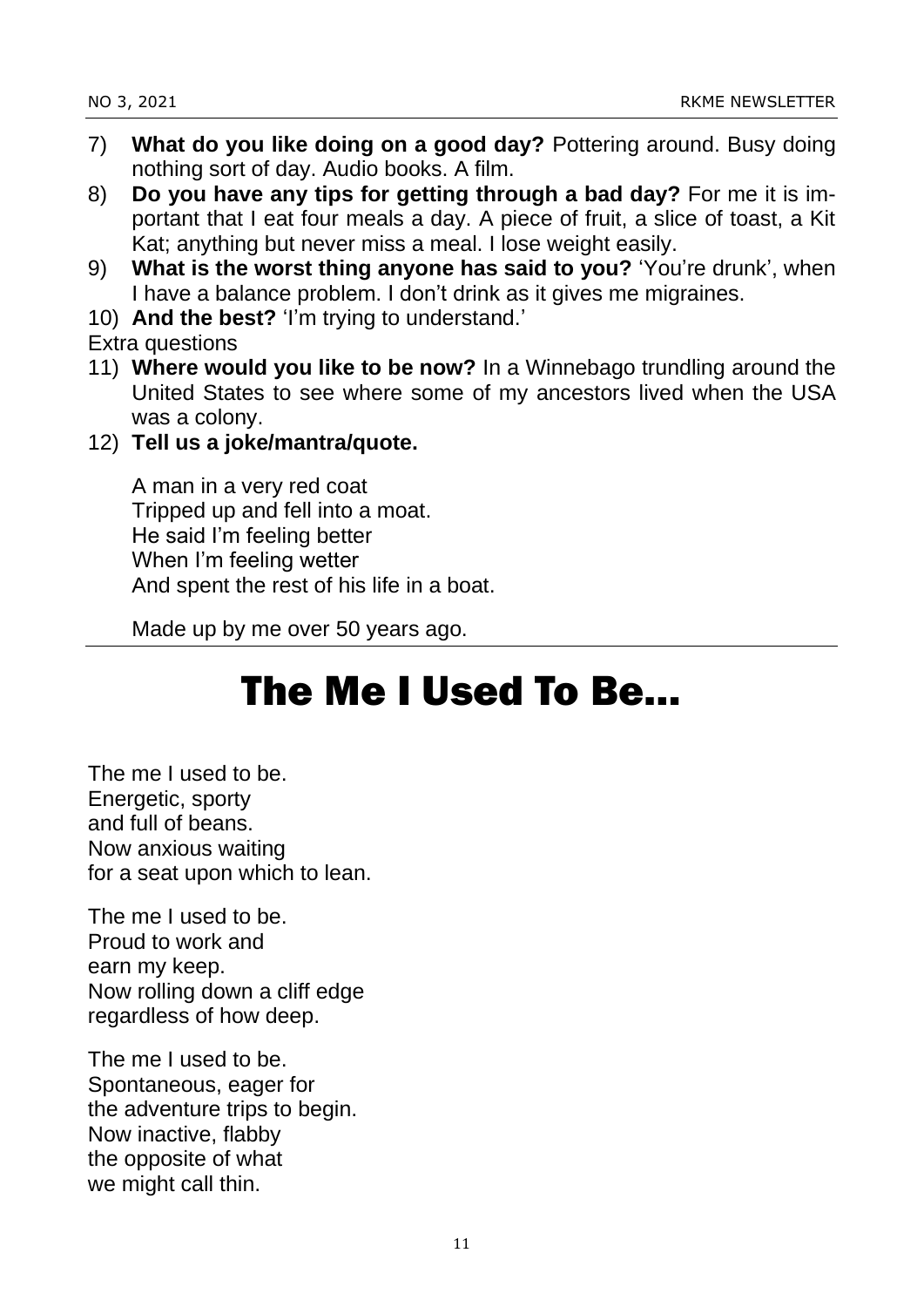7) **What do you like doing on a good day?** Pottering around. Busy doing nothing sort of day. Audio books. A film.
8) **Do you have any tips for getting through a bad day?** For me it is important that I eat four meals a day. A piece of fruit, a slice of toast, a Kit Kat; anything but never miss a meal. I lose weight easily.
9) **What is the worst thing anyone has said to you?** 'You're drunk', when I have a balance problem. I don't drink as it gives me migraines.
10) **And the best?** 'I'm trying to understand.'

Extra questions

11) **Where would you like to be now?** In a Winnebago trundling around the United States to see where some of my ancestors lived when the USA was a colony.
12) **Tell us a joke/mantra/quote.**

    A man in a very red coat
    Tripped up and fell into a moat.
    He said I'm feeling better
    When I'm feeling wetter
    And spent the rest of his life in a boat.

    Made up by me over 50 years ago.

---

# The Me I Used To Be...

The me I used to be.
Energetic, sporty
and full of beans.
Now anxious waiting
for a seat upon which to lean.

The me I used to be.
Proud to work and
earn my keep.
Now rolling down a cliff edge
regardless of how deep.

The me I used to be.
Spontaneous, eager for
the adventure trips to begin.
Now inactive, flabby
the opposite of what
we might call thin.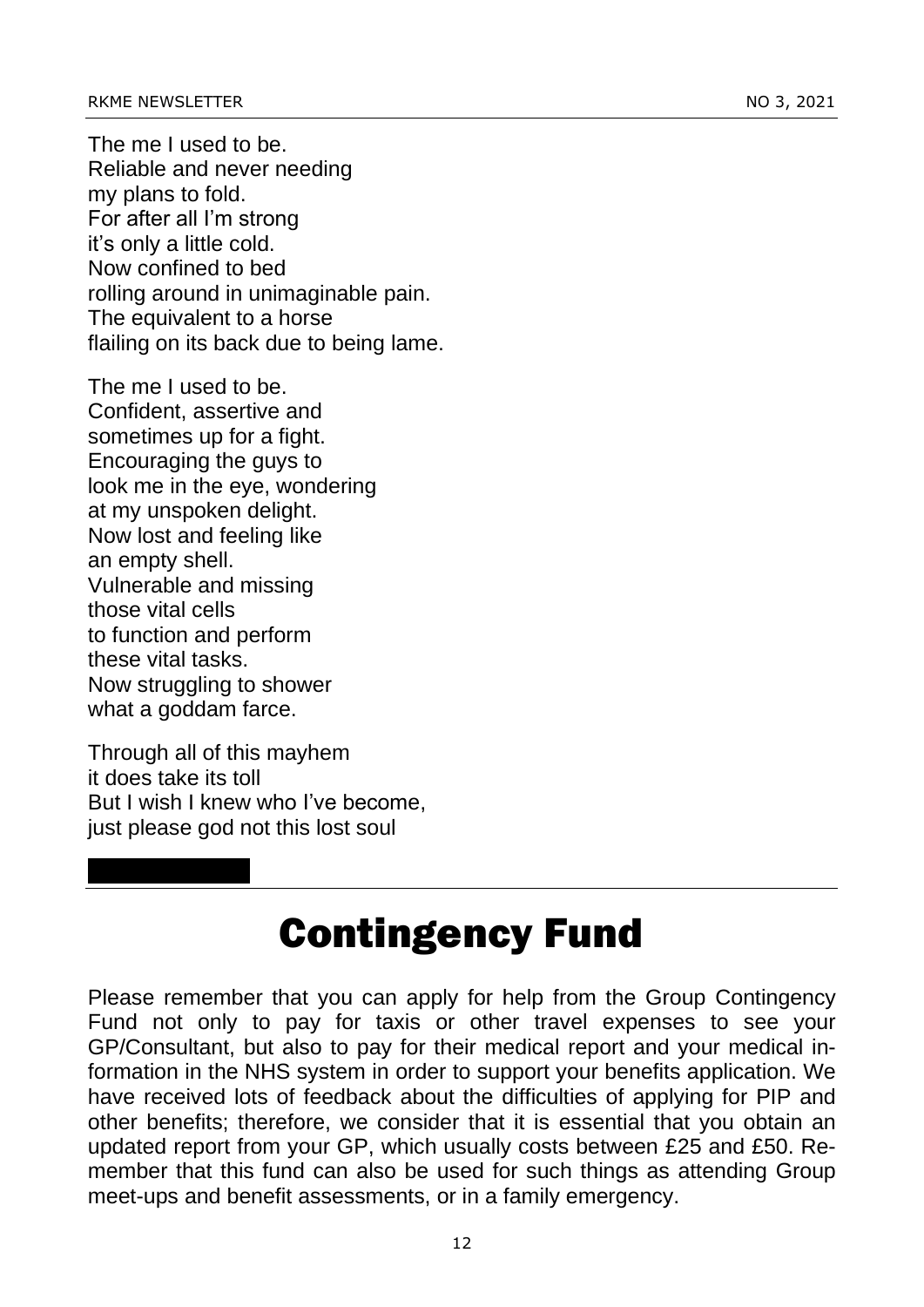The me I used to be.  
Reliable and never needing  
my plans to fold.  
For after all I'm strong  
it's only a little cold.  
Now confined to bed  
rolling around in unimaginable pain.  
The equivalent to a horse  
flailing on its back due to being lame.

The me I used to be.  
Confident, assertive and  
sometimes up for a fight.  
Encouraging the guys to  
look me in the eye, wondering  
at my unspoken delight.  
Now lost and feeling like  
an empty shell.  
Vulnerable and missing  
those vital cells  
to function and perform  
these vital tasks.  
Now struggling to shower  
what a goddam farce.

Through all of this mayhem  
it does take its toll  
But I wish I knew who I've become,  
just please god not this lost soul

# Contingency Fund

Please remember that you can apply for help from the Group Contingency Fund not only to pay for taxis or other travel expenses to see your GP/Consultant, but also to pay for their medical report and your medical information in the NHS system in order to support your benefits application. We have received lots of feedback about the difficulties of applying for PIP and other benefits; therefore, we consider that it is essential that you obtain an updated report from your GP, which usually costs between £25 and £50. Remember that this fund can also be used for such things as attending Group meet-ups and benefit assessments, or in a family emergency.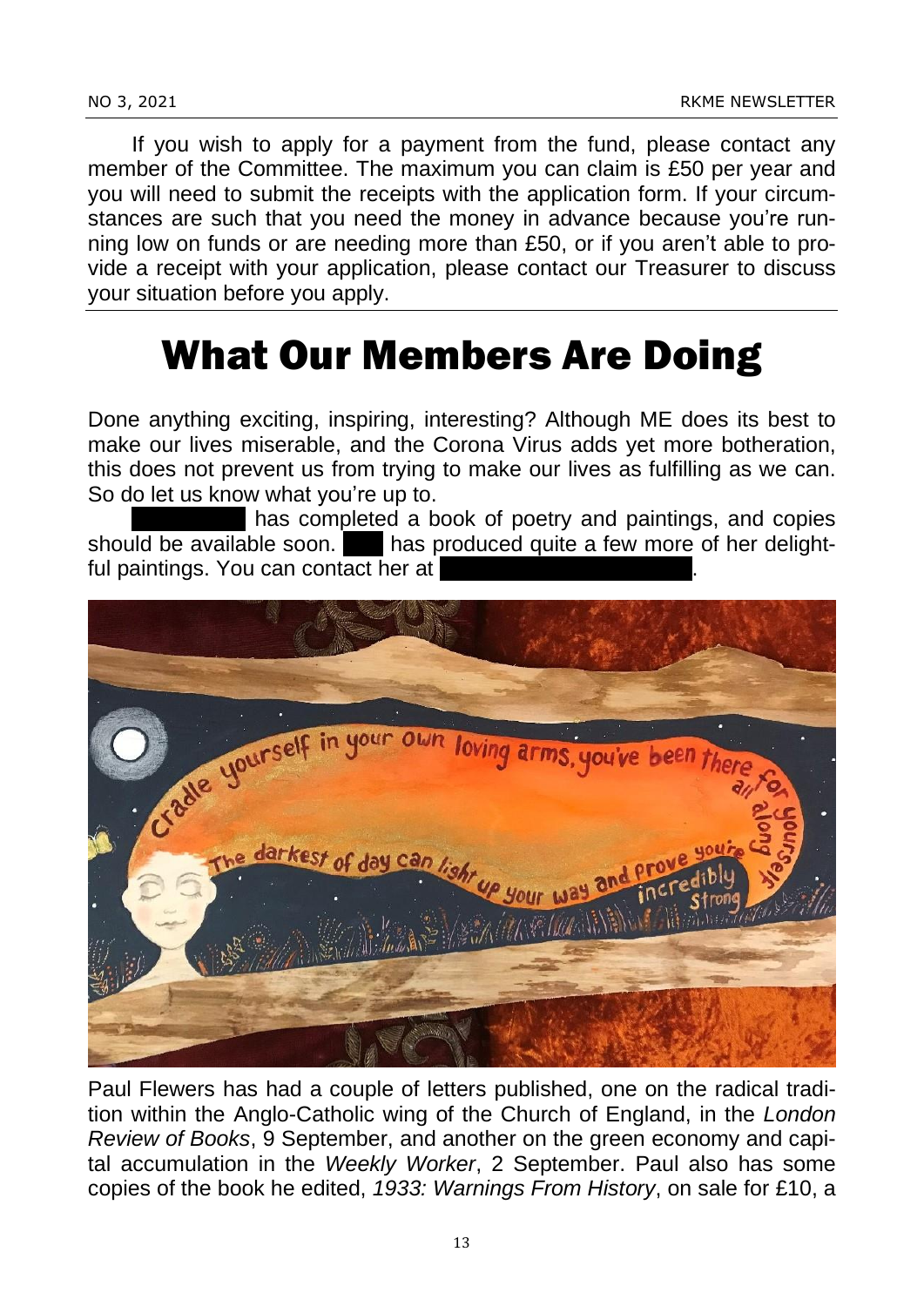If you wish to apply for a payment from the fund, please contact any member of the Committee. The maximum you can claim is £50 per year and you will need to submit the receipts with the application form. If your circumstances are such that you need the money in advance because you're running low on funds or are needing more than £50, or if you aren't able to provide a receipt with your application, please contact our Treasurer to discuss your situation before you apply.

# What Our Members Are Doing

Done anything exciting, inspiring, interesting? Although ME does its best to make our lives miserable, and the Corona Virus adds yet more botheration, this does not prevent us from trying to make our lives as fulfilling as we can. So do let us know what you're up to.

has completed a book of poetry and paintings, and copies should be available soon. has produced quite a few more of her delightful paintings. You can contact her at .

Paul Flewers has had a couple of letters published, one on the radical tradition within the Anglo-Catholic wing of the Church of England, in the *London Review of Books*, 9 September, and another on the green economy and capital accumulation in the *Weekly Worker*, 2 September. Paul also has some copies of the book he edited, *1933: Warnings From History*, on sale for £10, a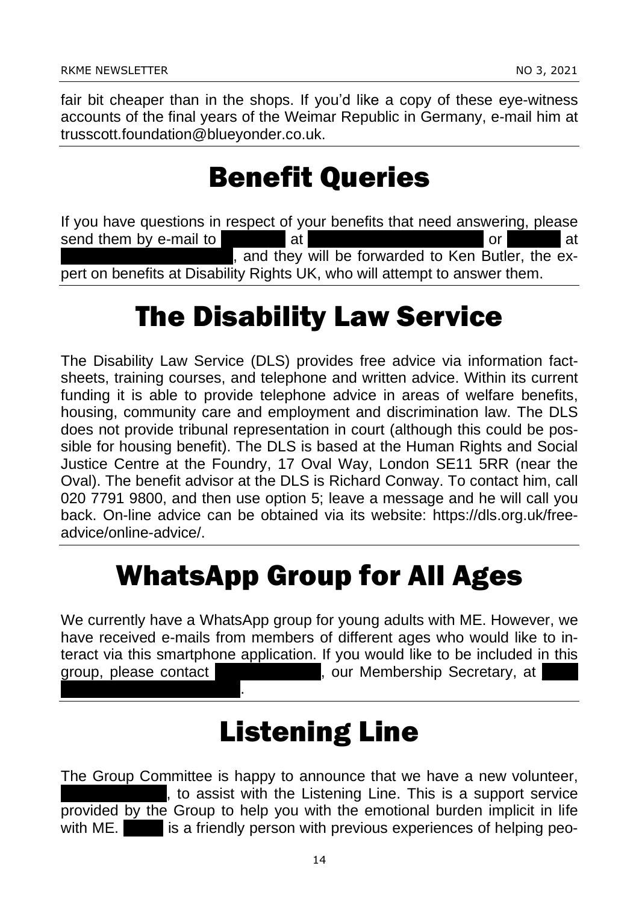fair bit cheaper than in the shops. If you'd like a copy of these eye-witness accounts of the final years of the Weimar Republic in Germany, e-mail him at trusscott.foundation@blueyonder.co.uk.

# Benefit Queries

If you have questions in respect of your benefits that need answering, please send them by e-mail to at or at , and they will be forwarded to Ken Butler, the expert on benefits at Disability Rights UK, who will attempt to answer them.

# The Disability Law Service

The Disability Law Service (DLS) provides free advice via information factsheets, training courses, and telephone and written advice. Within its current funding it is able to provide telephone advice in areas of welfare benefits, housing, community care and employment and discrimination law. The DLS does not provide tribunal representation in court (although this could be possible for housing benefit). The DLS is based at the Human Rights and Social Justice Centre at the Foundry, 17 Oval Way, London SE11 5RR (near the Oval). The benefit advisor at the DLS is Richard Conway. To contact him, call 020 7791 9800, and then use option 5; leave a message and he will call you back. On-line advice can be obtained via its website: https://dls.org.uk/free-advice/online-advice/.

# WhatsApp Group for All Ages

We currently have a WhatsApp group for young adults with ME. However, we have received e-mails from members of different ages who would like to interact via this smartphone application. If you would like to be included in this group, please contact , our Membership Secretary, at .

# Listening Line

The Group Committee is happy to announce that we have a new volunteer, , to assist with the Listening Line. This is a support service provided by the Group to help you with the emotional burden implicit in life with ME. is a friendly person with previous experiences of helping peo-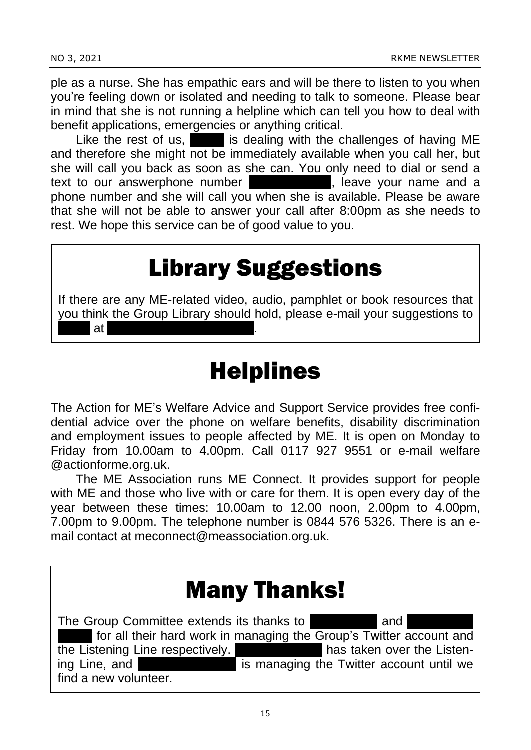ple as a nurse. She has empathic ears and will be there to listen to you when you're feeling down or isolated and needing to talk to someone. Please bear in mind that she is not running a helpline which can tell you how to deal with benefit applications, emergencies or anything critical.

Like the rest of us, ██████ is dealing with the challenges of having ME and therefore she might not be immediately available when you call her, but she will call you back as soon as she can. You only need to dial or send a text to our answerphone number ████████████, leave your name and a phone number and she will call you when she is available. Please be aware that she will not be able to answer your call after 8:00pm as she needs to rest. We hope this service can be of good value to you.

# Library Suggestions

If there are any ME-related video, audio, pamphlet or book resources that you think the Group Library should hold, please e-mail your suggestions to ██████ at ████████████████████.

# Helplines

The Action for ME's Welfare Advice and Support Service provides free confidential advice over the phone on welfare benefits, disability discrimination and employment issues to people affected by ME. It is open on Monday to Friday from 10.00am to 4.00pm. Call 0117 927 9551 or e-mail welfare@actionforme.org.uk.

The ME Association runs ME Connect. It provides support for people with ME and those who live with or care for them. It is open every day of the year between these times: 10.00am to 12.00 noon, 2.00pm to 4.00pm, 7.00pm to 9.00pm. The telephone number is 0844 576 5326. There is an e-mail contact at meconnect@meassociation.org.uk.

# Many Thanks!

The Group Committee extends its thanks to ██████████ and ██████████ for all their hard work in managing the Group's Twitter account and the Listening Line respectively. ████████████ has taken over the Listening Line, and ██████████████ is managing the Twitter account until we find a new volunteer.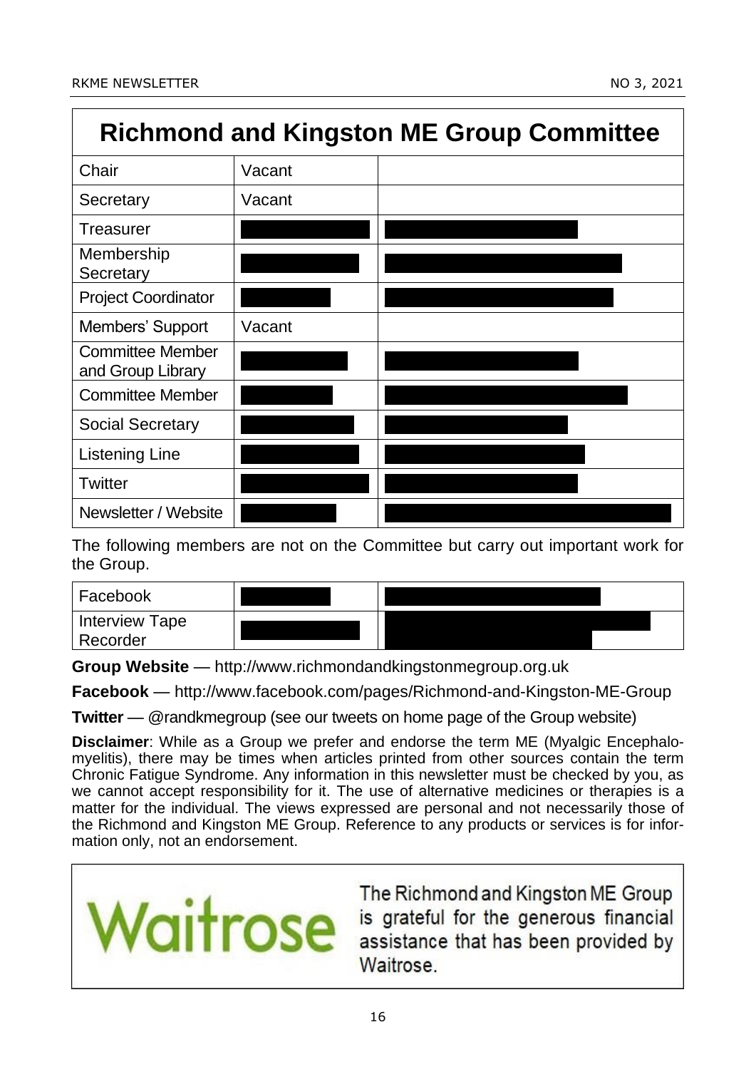# Richmond and Kingston ME Group Committee

| | | |
|---|---|---|
| Chair | Vacant | |
| Secretary | Vacant | |
| Treasurer | | |
| Membership Secretary | | |
| Project Coordinator | | |
| Members' Support | Vacant | |
| Committee Member and Group Library | | |
| Committee Member | | |
| Social Secretary | | |
| Listening Line | | |
| Twitter | | |
| Newsletter / Website | | |

The following members are not on the Committee but carry out important work for the Group.

| | | |
|---|---|---|
| Facebook | | |
| Interview Tape Recorder | | |

**Group Website** — http://www.richmondandkingstonmegroup.org.uk

**Facebook** — http://www.facebook.com/pages/Richmond-and-Kingston-ME-Group

**Twitter** — @randkmegroup (see our tweets on home page of the Group website)

**Disclaimer**: While as a Group we prefer and endorse the term ME (Myalgic Encephalomyelitis), there may be times when articles printed from other sources contain the term Chronic Fatigue Syndrome. Any information in this newsletter must be checked by you, as we cannot accept responsibility for it. The use of alternative medicines or therapies is a matter for the individual. The views expressed are personal and not necessarily those of the Richmond and Kingston ME Group. Reference to any products or services is for information only, not an endorsement.

Waitrose

The Richmond and Kingston ME Group is grateful for the generous financial assistance that has been provided by Waitrose.